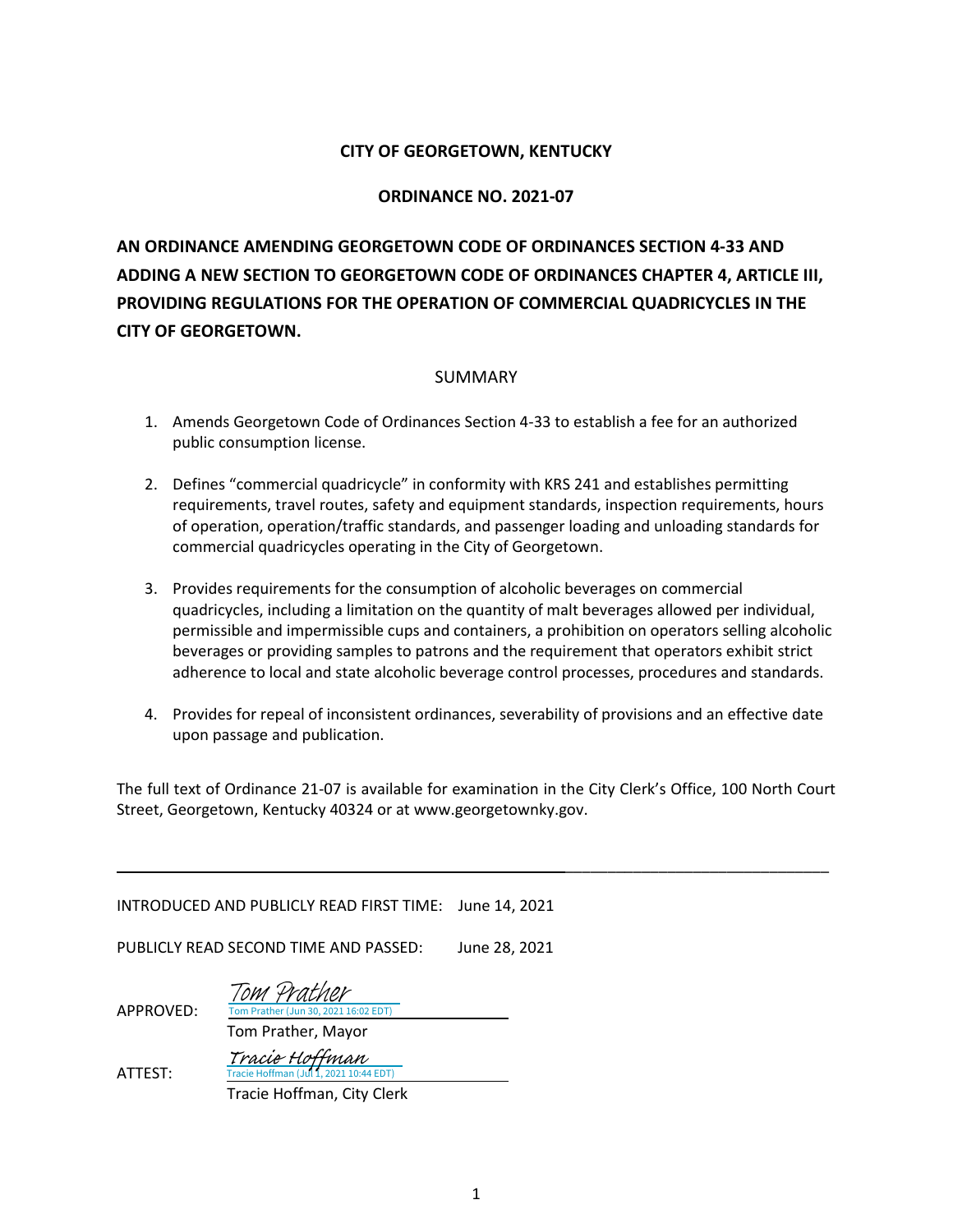**CITY OF GEORGETOWN, KENTUCKY**

**ORDINANCE NO. 2021-07**

# AN ORDINANCE AMENDING GEORGETOWN CODE OF ORDINANCES SECTION 4-33 AND ADDING A NEW SECTION TO GEORGETOWN CODE OF ORDINANCES CHAPTER 4, ARTICLE III, PROVIDING REGULATIONS FOR THE OPERATION OF COMMERCIAL QUADRICYCLES IN THE CITY OF GEORGETOWN.

SUMMARY

1. Amends Georgetown Code of Ordinances Section 4-33 to establish a fee for an authorized public consumption license.

2. Defines "commercial quadricycle" in conformity with KRS 241 and establishes permitting requirements, travel routes, safety and equipment standards, inspection requirements, hours of operation, operation/traffic standards, and passenger loading and unloading standards for commercial quadricycles operating in the City of Georgetown.

3. Provides requirements for the consumption of alcoholic beverages on commercial quadricycles, including a limitation on the quantity of malt beverages allowed per individual, permissible and impermissible cups and containers, a prohibition on operators selling alcoholic beverages or providing samples to patrons and the requirement that operators exhibit strict adherence to local and state alcoholic beverage control processes, procedures and standards.

4. Provides for repeal of inconsistent ordinances, severability of provisions and an effective date upon passage and publication.

The full text of Ordinance 21-07 is available for examination in the City Clerk's Office, 100 North Court Street, Georgetown, Kentucky 40324 or at www.georgetownky.gov.

---

INTRODUCED AND PUBLICLY READ FIRST TIME: June 14, 2021

PUBLICLY READ SECOND TIME AND PASSED: June 28, 2021

APPROVED: *Tom Prather*
Tom Prather (Jun 30, 2021 16:02 EDT)
Tom Prather, Mayor

ATTEST: *Tracie Hoffman*
Tracie Hoffman (Jul 1, 2021 10:44 EDT)
Tracie Hoffman, City Clerk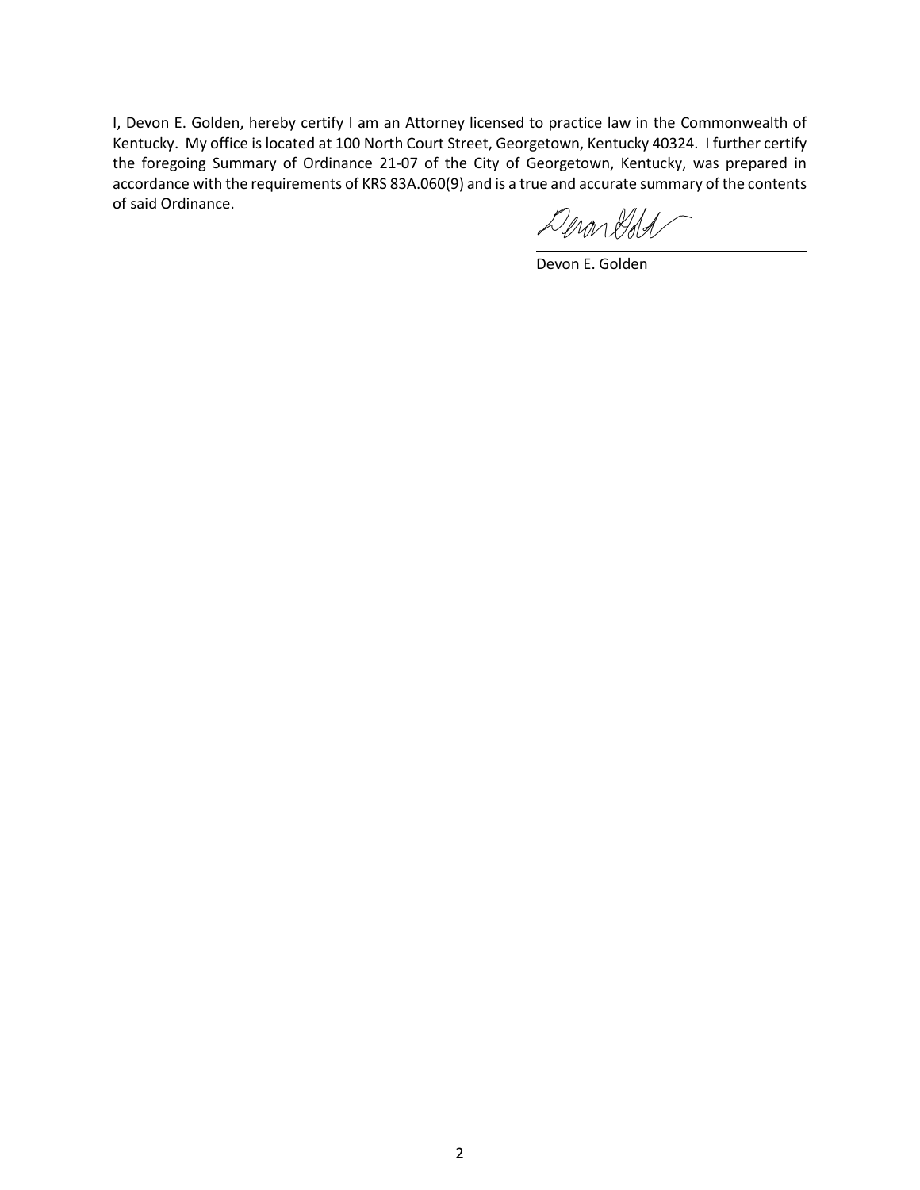I, Devon E. Golden, hereby certify I am an Attorney licensed to practice law in the Commonwealth of Kentucky. My office is located at 100 North Court Street, Georgetown, Kentucky 40324. I further certify the foregoing Summary of Ordinance 21-07 of the City of Georgetown, Kentucky, was prepared in accordance with the requirements of KRS 83A.060(9) and is a true and accurate summary of the contents of said Ordinance.

Devon E. Golden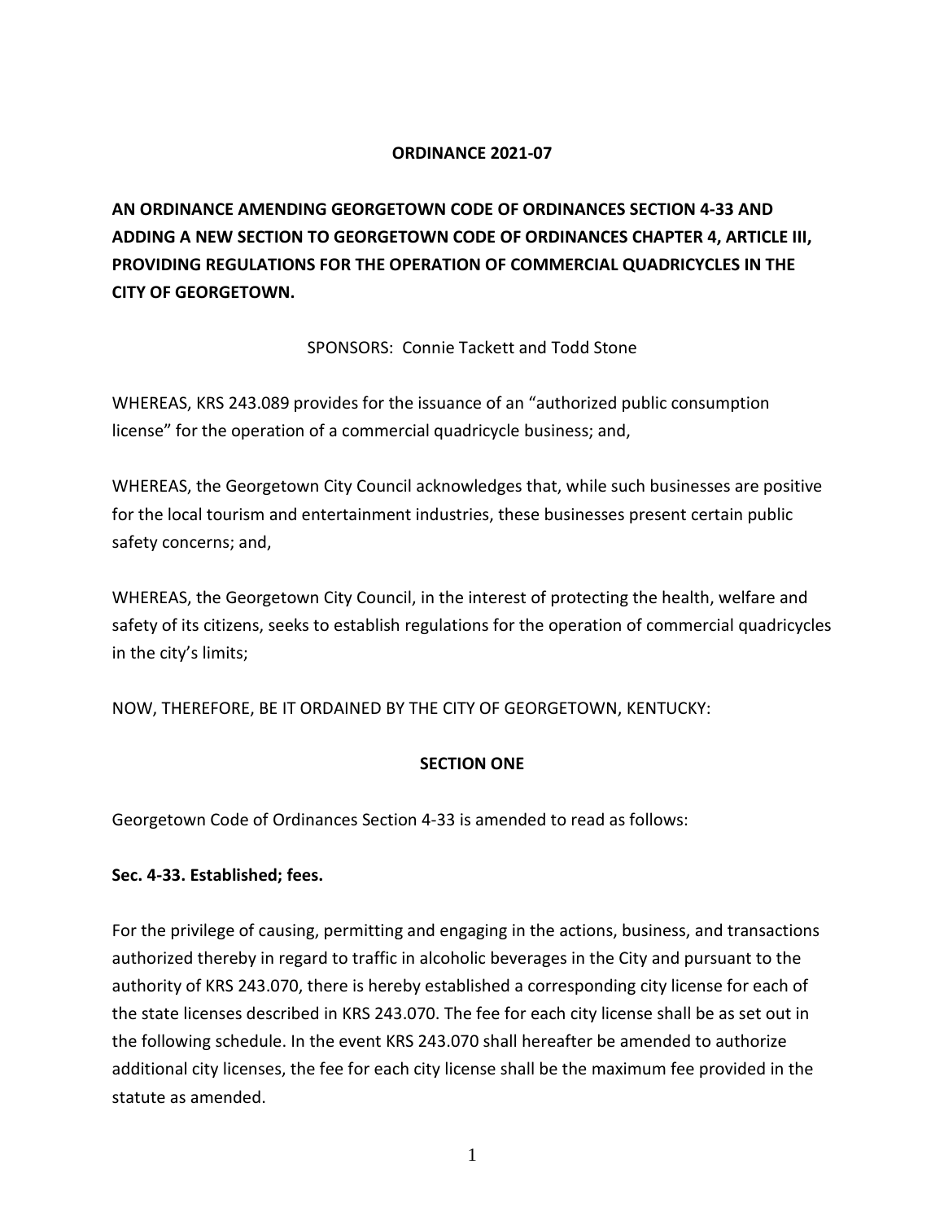**ORDINANCE 2021-07**

# AN ORDINANCE AMENDING GEORGETOWN CODE OF ORDINANCES SECTION 4-33 AND ADDING A NEW SECTION TO GEORGETOWN CODE OF ORDINANCES CHAPTER 4, ARTICLE III, PROVIDING REGULATIONS FOR THE OPERATION OF COMMERCIAL QUADRICYCLES IN THE CITY OF GEORGETOWN.

SPONSORS: Connie Tackett and Todd Stone

WHEREAS, KRS 243.089 provides for the issuance of an "authorized public consumption license" for the operation of a commercial quadricycle business; and,

WHEREAS, the Georgetown City Council acknowledges that, while such businesses are positive for the local tourism and entertainment industries, these businesses present certain public safety concerns; and,

WHEREAS, the Georgetown City Council, in the interest of protecting the health, welfare and safety of its citizens, seeks to establish regulations for the operation of commercial quadricycles in the city's limits;

NOW, THEREFORE, BE IT ORDAINED BY THE CITY OF GEORGETOWN, KENTUCKY:

## SECTION ONE

Georgetown Code of Ordinances Section 4-33 is amended to read as follows:

**Sec. 4-33. Established; fees.**

For the privilege of causing, permitting and engaging in the actions, business, and transactions authorized thereby in regard to traffic in alcoholic beverages in the City and pursuant to the authority of KRS 243.070, there is hereby established a corresponding city license for each of the state licenses described in KRS 243.070. The fee for each city license shall be as set out in the following schedule. In the event KRS 243.070 shall hereafter be amended to authorize additional city licenses, the fee for each city license shall be the maximum fee provided in the statute as amended.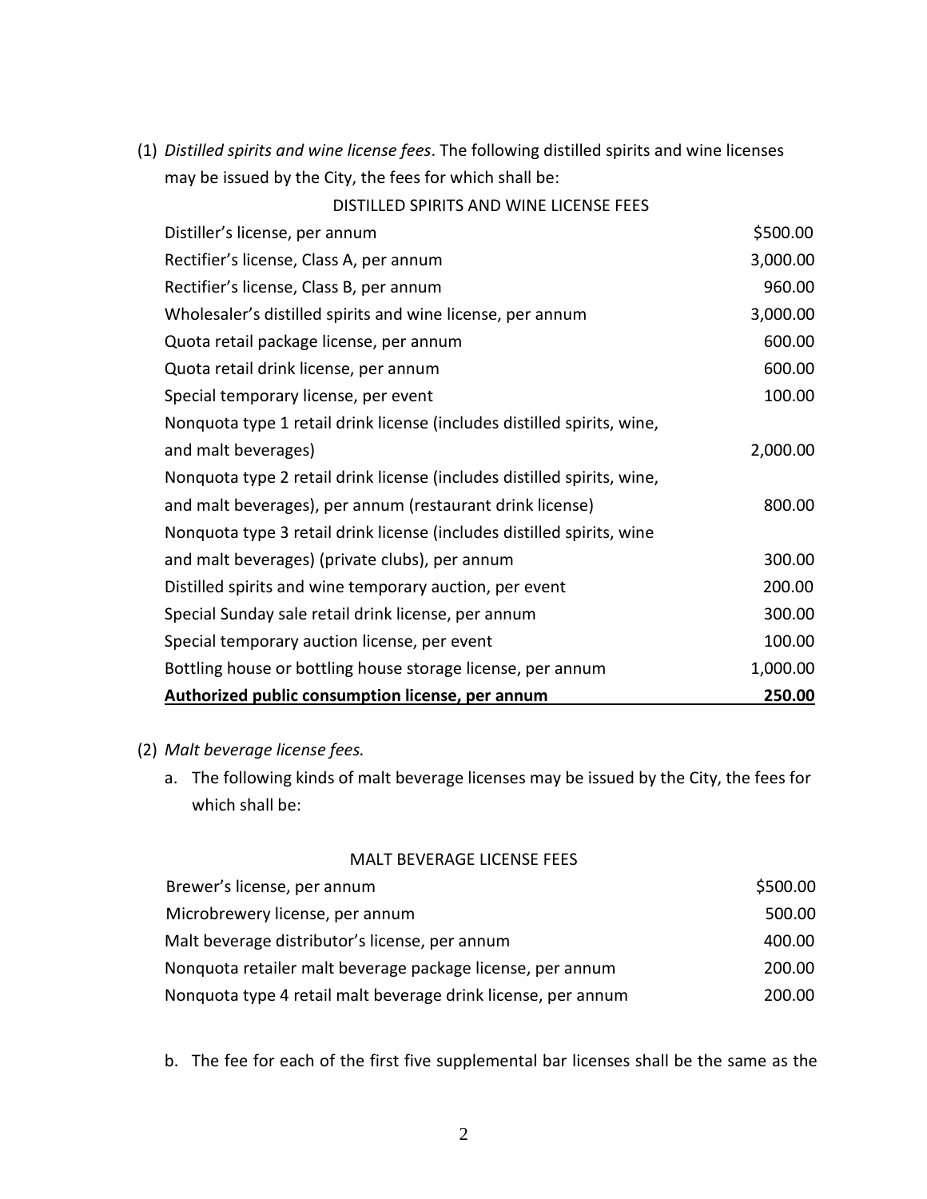(1) *Distilled spirits and wine license fees*. The following distilled spirits and wine licenses may be issued by the City, the fees for which shall be:

DISTILLED SPIRITS AND WINE LICENSE FEES

| | |
|---|---|
| Distiller's license, per annum | $500.00 |
| Rectifier's license, Class A, per annum | 3,000.00 |
| Rectifier's license, Class B, per annum | 960.00 |
| Wholesaler's distilled spirits and wine license, per annum | 3,000.00 |
| Quota retail package license, per annum | 600.00 |
| Quota retail drink license, per annum | 600.00 |
| Special temporary license, per event | 100.00 |
| Nonquota type 1 retail drink license (includes distilled spirits, wine, and malt beverages) | 2,000.00 |
| Nonquota type 2 retail drink license (includes distilled spirits, wine, and malt beverages), per annum (restaurant drink license) | 800.00 |
| Nonquota type 3 retail drink license (includes distilled spirits, wine and malt beverages) (private clubs), per annum | 300.00 |
| Distilled spirits and wine temporary auction, per event | 200.00 |
| Special Sunday sale retail drink license, per annum | 300.00 |
| Special temporary auction license, per event | 100.00 |
| Bottling house or bottling house storage license, per annum | 1,000.00 |
| **Authorized public consumption license, per annum** | **250.00** |

(2) *Malt beverage license fees.*

a. The following kinds of malt beverage licenses may be issued by the City, the fees for which shall be:

MALT BEVERAGE LICENSE FEES

| | |
|---|---|
| Brewer's license, per annum | $500.00 |
| Microbrewery license, per annum | 500.00 |
| Malt beverage distributor's license, per annum | 400.00 |
| Nonquota retailer malt beverage package license, per annum | 200.00 |
| Nonquota type 4 retail malt beverage drink license, per annum | 200.00 |

b. The fee for each of the first five supplemental bar licenses shall be the same as the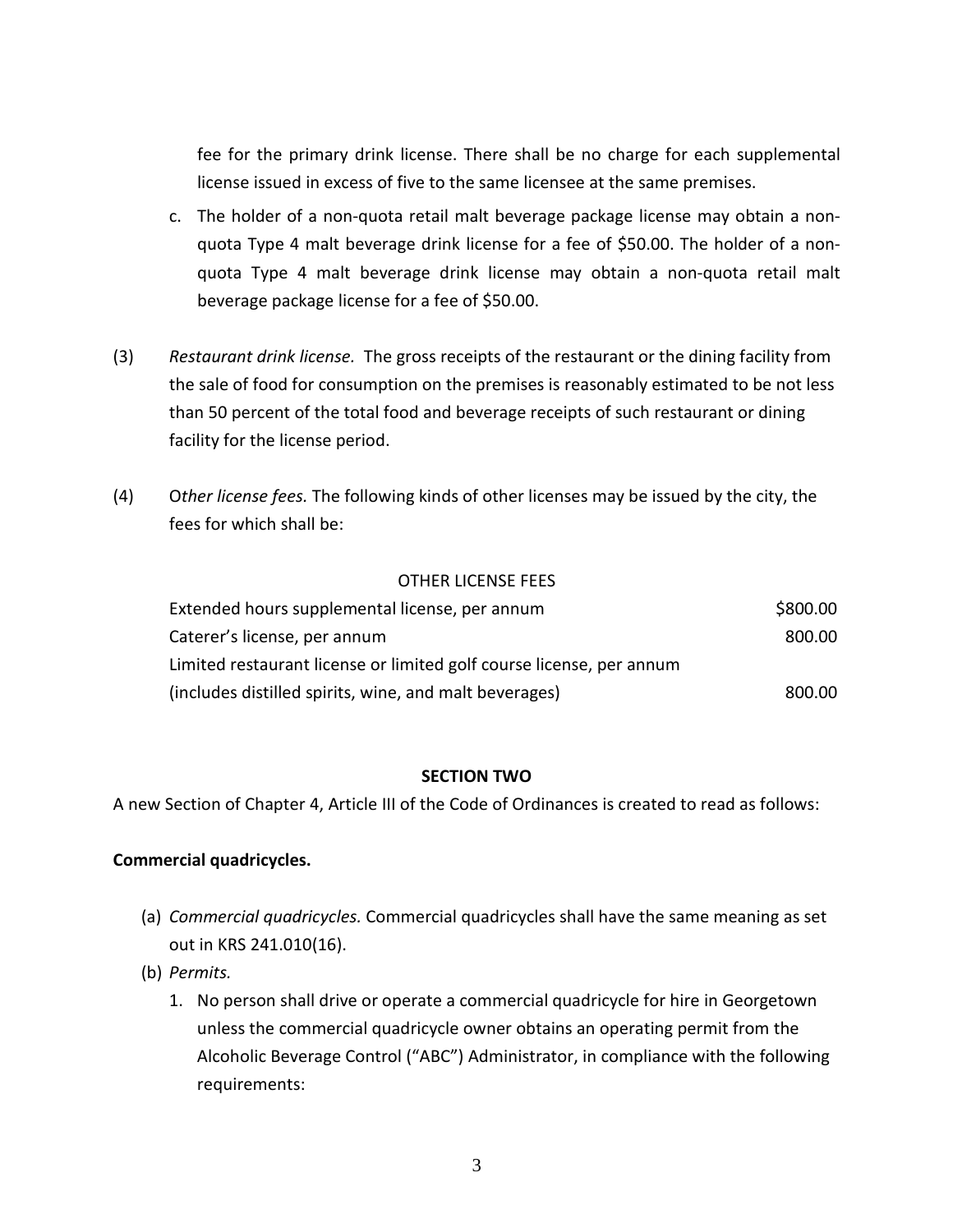fee for the primary drink license. There shall be no charge for each supplemental license issued in excess of five to the same licensee at the same premises.

c. The holder of a non-quota retail malt beverage package license may obtain a non-quota Type 4 malt beverage drink license for a fee of $50.00. The holder of a non-quota Type 4 malt beverage drink license may obtain a non-quota retail malt beverage package license for a fee of $50.00.

(3) *Restaurant drink license.* The gross receipts of the restaurant or the dining facility from the sale of food for consumption on the premises is reasonably estimated to be not less than 50 percent of the total food and beverage receipts of such restaurant or dining facility for the license period.

(4) O*ther license fees.* The following kinds of other licenses may be issued by the city, the fees for which shall be:

| OTHER LICENSE FEES | |
|---|---|
| Extended hours supplemental license, per annum | $800.00 |
| Caterer's license, per annum | 800.00 |
| Limited restaurant license or limited golf course license, per annum (includes distilled spirits, wine, and malt beverages) | 800.00 |

**SECTION TWO**

A new Section of Chapter 4, Article III of the Code of Ordinances is created to read as follows:

**Commercial quadricycles.**

(a) *Commercial quadricycles.* Commercial quadricycles shall have the same meaning as set out in KRS 241.010(16).

(b) *Permits.*

1. No person shall drive or operate a commercial quadricycle for hire in Georgetown unless the commercial quadricycle owner obtains an operating permit from the Alcoholic Beverage Control ("ABC") Administrator, in compliance with the following requirements: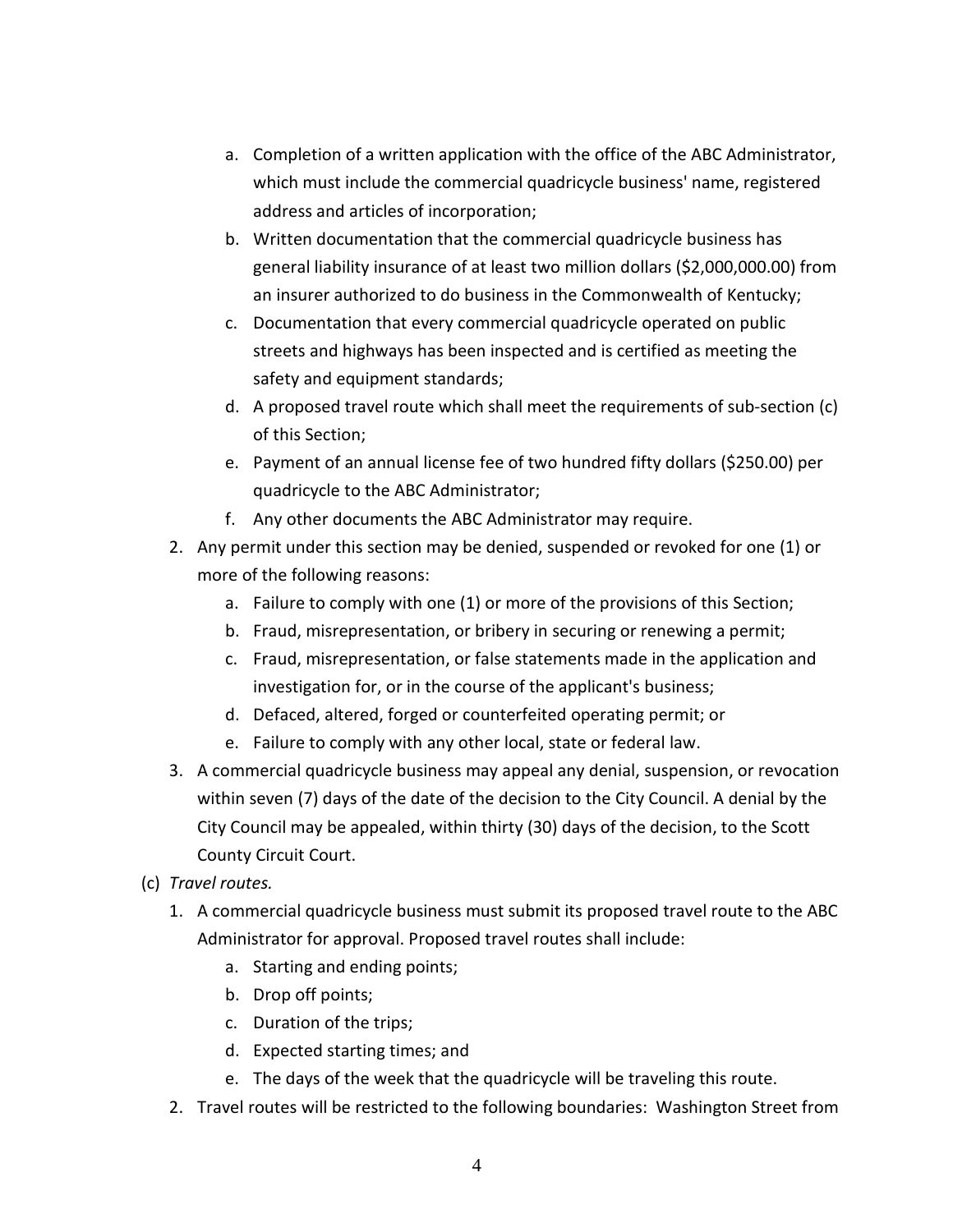a. Completion of a written application with the office of the ABC Administrator, which must include the commercial quadricycle business' name, registered address and articles of incorporation;
   b. Written documentation that the commercial quadricycle business has general liability insurance of at least two million dollars ($2,000,000.00) from an insurer authorized to do business in the Commonwealth of Kentucky;
   c. Documentation that every commercial quadricycle operated on public streets and highways has been inspected and is certified as meeting the safety and equipment standards;
   d. A proposed travel route which shall meet the requirements of sub-section (c) of this Section;
   e. Payment of an annual license fee of two hundred fifty dollars ($250.00) per quadricycle to the ABC Administrator;
   f. Any other documents the ABC Administrator may require.
2. Any permit under this section may be denied, suspended or revoked for one (1) or more of the following reasons:
   a. Failure to comply with one (1) or more of the provisions of this Section;
   b. Fraud, misrepresentation, or bribery in securing or renewing a permit;
   c. Fraud, misrepresentation, or false statements made in the application and investigation for, or in the course of the applicant's business;
   d. Defaced, altered, forged or counterfeited operating permit; or
   e. Failure to comply with any other local, state or federal law.
3. A commercial quadricycle business may appeal any denial, suspension, or revocation within seven (7) days of the date of the decision to the City Council. A denial by the City Council may be appealed, within thirty (30) days of the decision, to the Scott County Circuit Court.

(c) *Travel routes.*

1. A commercial quadricycle business must submit its proposed travel route to the ABC Administrator for approval. Proposed travel routes shall include:
   a. Starting and ending points;
   b. Drop off points;
   c. Duration of the trips;
   d. Expected starting times; and
   e. The days of the week that the quadricycle will be traveling this route.
2. Travel routes will be restricted to the following boundaries: Washington Street from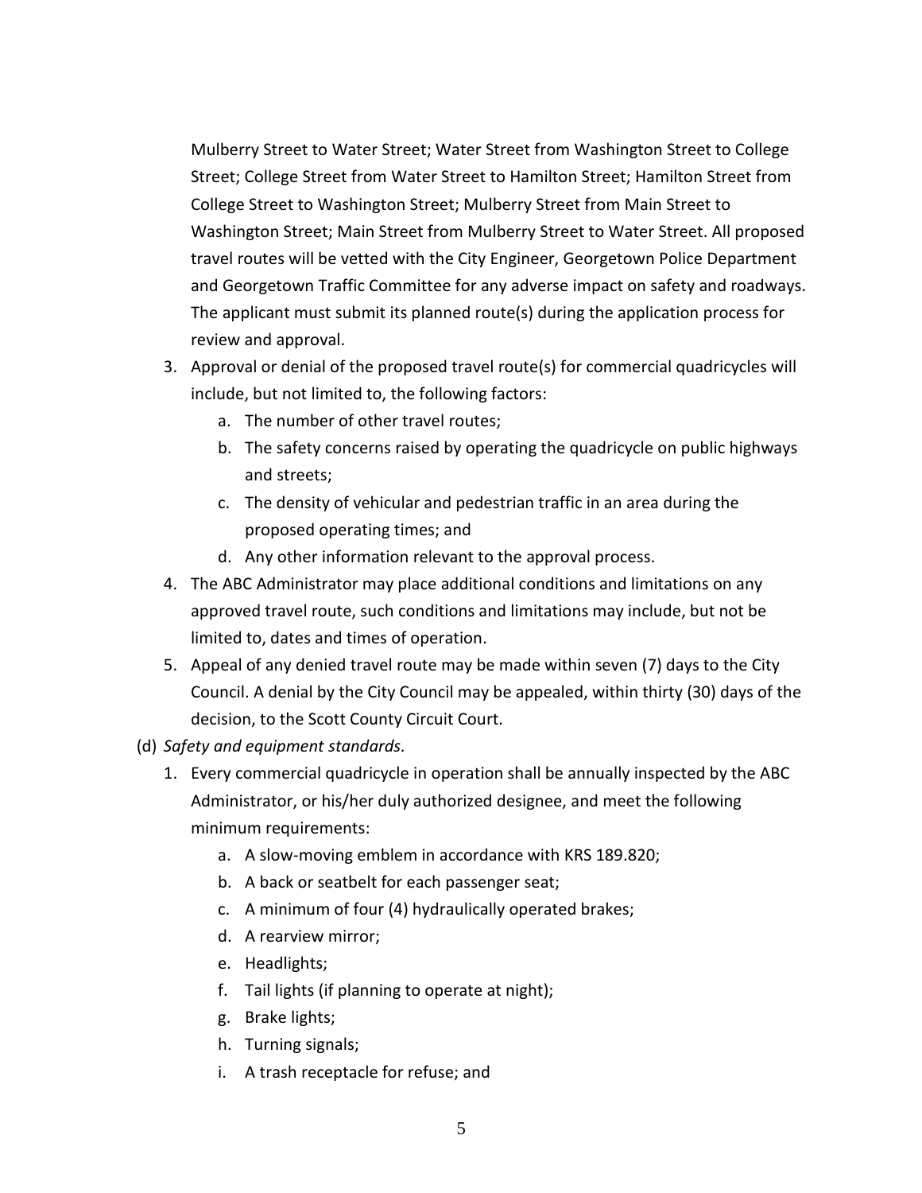Mulberry Street to Water Street; Water Street from Washington Street to College Street; College Street from Water Street to Hamilton Street; Hamilton Street from College Street to Washington Street; Mulberry Street from Main Street to Washington Street; Main Street from Mulberry Street to Water Street. All proposed travel routes will be vetted with the City Engineer, Georgetown Police Department and Georgetown Traffic Committee for any adverse impact on safety and roadways. The applicant must submit its planned route(s) during the application process for review and approval.

3. Approval or denial of the proposed travel route(s) for commercial quadricycles will include, but not limited to, the following factors:
   a. The number of other travel routes;
   b. The safety concerns raised by operating the quadricycle on public highways and streets;
   c. The density of vehicular and pedestrian traffic in an area during the proposed operating times; and
   d. Any other information relevant to the approval process.
4. The ABC Administrator may place additional conditions and limitations on any approved travel route, such conditions and limitations may include, but not be limited to, dates and times of operation.
5. Appeal of any denied travel route may be made within seven (7) days to the City Council. A denial by the City Council may be appealed, within thirty (30) days of the decision, to the Scott County Circuit Court.

(d) *Safety and equipment standards.*

1. Every commercial quadricycle in operation shall be annually inspected by the ABC Administrator, or his/her duly authorized designee, and meet the following minimum requirements:
   a. A slow-moving emblem in accordance with KRS 189.820;
   b. A back or seatbelt for each passenger seat;
   c. A minimum of four (4) hydraulically operated brakes;
   d. A rearview mirror;
   e. Headlights;
   f. Tail lights (if planning to operate at night);
   g. Brake lights;
   h. Turning signals;
   i. A trash receptacle for refuse; and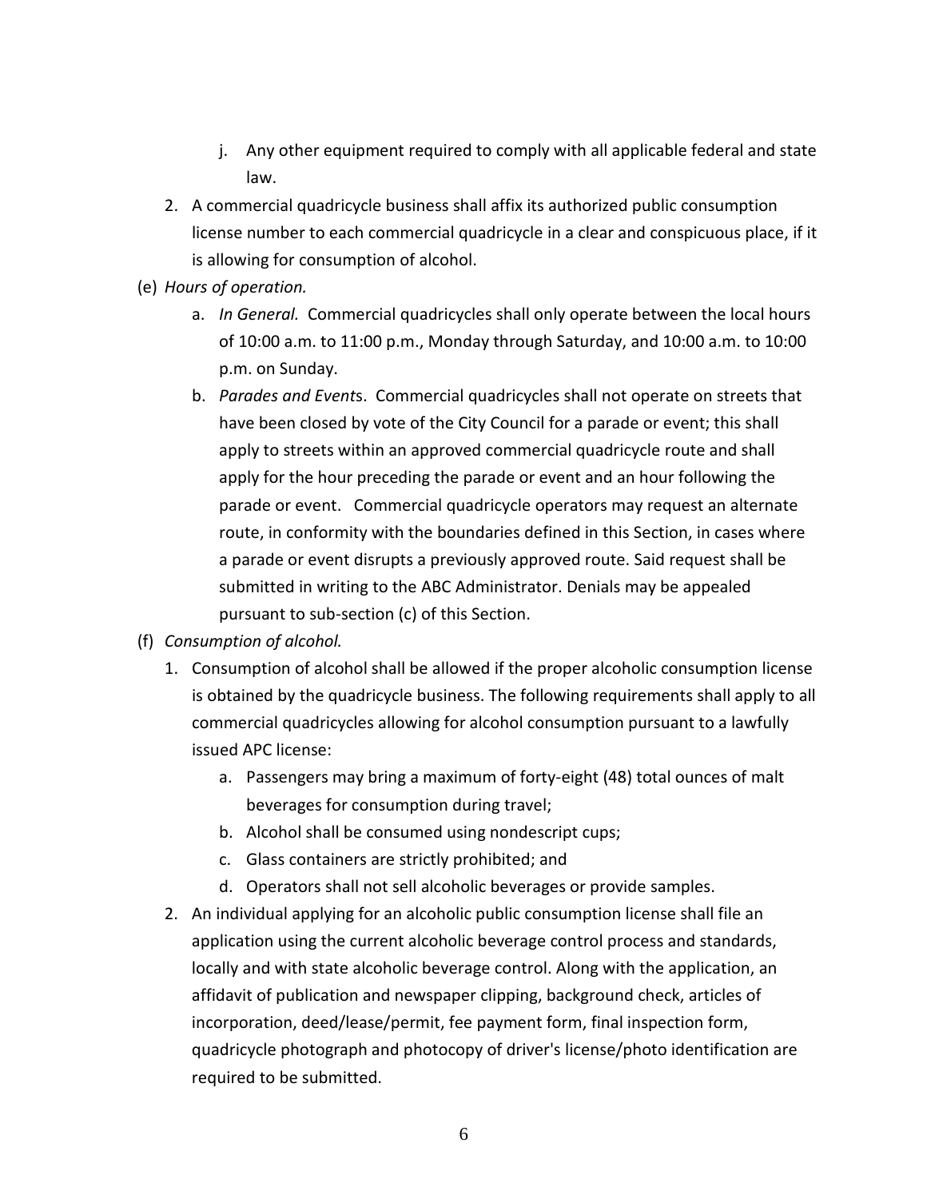j. Any other equipment required to comply with all applicable federal and state law.

2. A commercial quadricycle business shall affix its authorized public consumption license number to each commercial quadricycle in a clear and conspicuous place, if it is allowing for consumption of alcohol.

(e) *Hours of operation.*

   a. *In General.* Commercial quadricycles shall only operate between the local hours of 10:00 a.m. to 11:00 p.m., Monday through Saturday, and 10:00 a.m. to 10:00 p.m. on Sunday.

   b. *Parades and Event*s. Commercial quadricycles shall not operate on streets that have been closed by vote of the City Council for a parade or event; this shall apply to streets within an approved commercial quadricycle route and shall apply for the hour preceding the parade or event and an hour following the parade or event. Commercial quadricycle operators may request an alternate route, in conformity with the boundaries defined in this Section, in cases where a parade or event disrupts a previously approved route. Said request shall be submitted in writing to the ABC Administrator. Denials may be appealed pursuant to sub-section (c) of this Section.

(f) *Consumption of alcohol.*

1. Consumption of alcohol shall be allowed if the proper alcoholic consumption license is obtained by the quadricycle business. The following requirements shall apply to all commercial quadricycles allowing for alcohol consumption pursuant to a lawfully issued APC license:

   a. Passengers may bring a maximum of forty-eight (48) total ounces of malt beverages for consumption during travel;
   b. Alcohol shall be consumed using nondescript cups;
   c. Glass containers are strictly prohibited; and
   d. Operators shall not sell alcoholic beverages or provide samples.

2. An individual applying for an alcoholic public consumption license shall file an application using the current alcoholic beverage control process and standards, locally and with state alcoholic beverage control. Along with the application, an affidavit of publication and newspaper clipping, background check, articles of incorporation, deed/lease/permit, fee payment form, final inspection form, quadricycle photograph and photocopy of driver's license/photo identification are required to be submitted.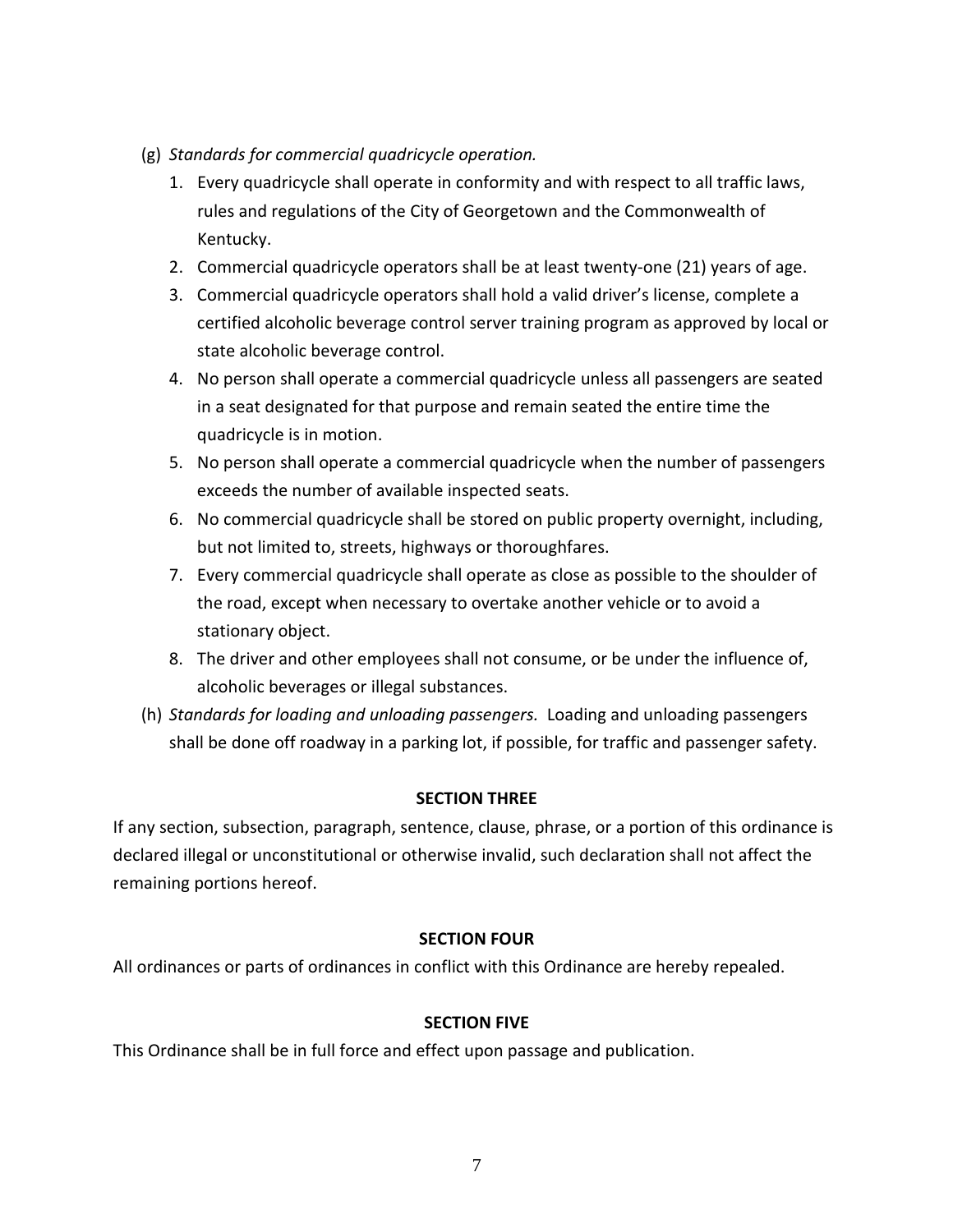(g) *Standards for commercial quadricycle operation.*

1. Every quadricycle shall operate in conformity and with respect to all traffic laws, rules and regulations of the City of Georgetown and the Commonwealth of Kentucky.
2. Commercial quadricycle operators shall be at least twenty-one (21) years of age.
3. Commercial quadricycle operators shall hold a valid driver's license, complete a certified alcoholic beverage control server training program as approved by local or state alcoholic beverage control.
4. No person shall operate a commercial quadricycle unless all passengers are seated in a seat designated for that purpose and remain seated the entire time the quadricycle is in motion.
5. No person shall operate a commercial quadricycle when the number of passengers exceeds the number of available inspected seats.
6. No commercial quadricycle shall be stored on public property overnight, including, but not limited to, streets, highways or thoroughfares.
7. Every commercial quadricycle shall operate as close as possible to the shoulder of the road, except when necessary to overtake another vehicle or to avoid a stationary object.
8. The driver and other employees shall not consume, or be under the influence of, alcoholic beverages or illegal substances.

(h) *Standards for loading and unloading passengers.* Loading and unloading passengers shall be done off roadway in a parking lot, if possible, for traffic and passenger safety.

**SECTION THREE**

If any section, subsection, paragraph, sentence, clause, phrase, or a portion of this ordinance is declared illegal or unconstitutional or otherwise invalid, such declaration shall not affect the remaining portions hereof.

**SECTION FOUR**

All ordinances or parts of ordinances in conflict with this Ordinance are hereby repealed.

**SECTION FIVE**

This Ordinance shall be in full force and effect upon passage and publication.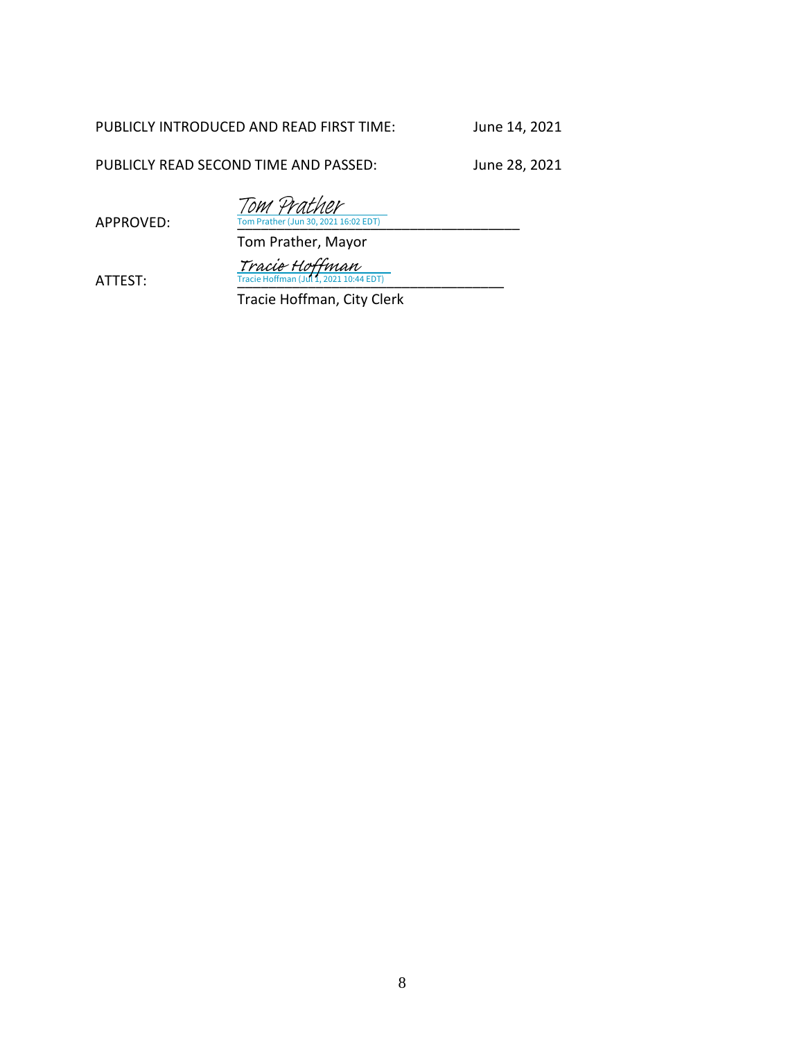PUBLICLY INTRODUCED AND READ FIRST TIME: June 14, 2021

PUBLICLY READ SECOND TIME AND PASSED: June 28, 2021

APPROVED: *Tom Prather*
Tom Prather (Jun 30, 2021 16:02 EDT)
\_\_\_\_\_\_\_\_\_\_\_\_\_\_\_\_\_\_\_\_\_\_\_\_\_\_\_\_\_\_\_\_\_\_\_\_\_\_\_
Tom Prather, Mayor

ATTEST: *Tracie Hoffman*
Tracie Hoffman (Jul 1, 2021 10:44 EDT)
\_\_\_\_\_\_\_\_\_\_\_\_\_\_\_\_\_\_\_\_\_\_\_\_\_\_\_\_\_\_\_\_\_\_\_\_\_\_\_
Tracie Hoffman, City Clerk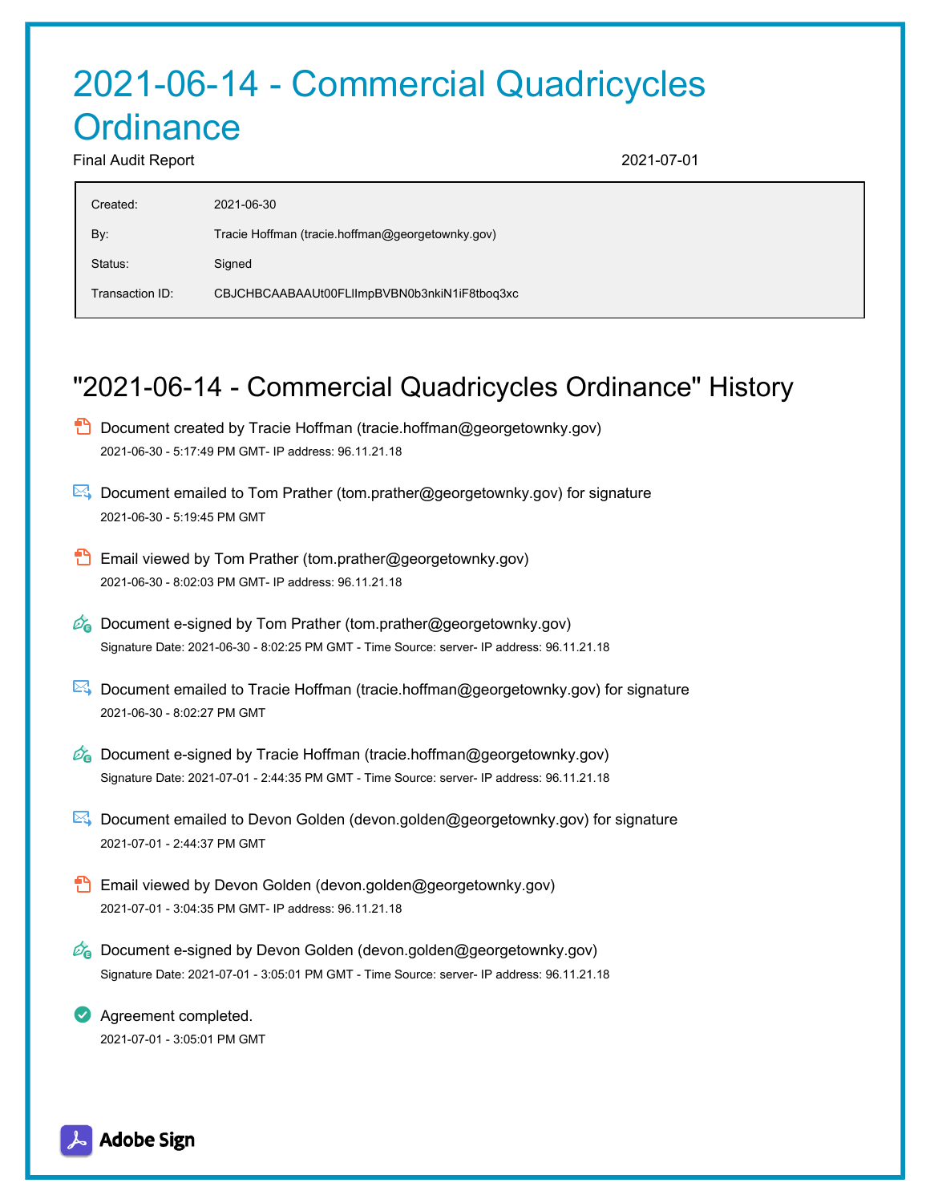# 2021-06-14 - Commercial Quadricycles Ordinance

Final Audit Report 2021-07-01

| | |
|---|---|
| Created: | 2021-06-30 |
| By: | Tracie Hoffman (tracie.hoffman@georgetownky.gov) |
| Status: | Signed |
| Transaction ID: | CBJCHBCAABAAUt00FLIImpBVBN0b3nkiN1iF8tboq3xc |

## "2021-06-14 - Commercial Quadricycles Ordinance" History

Document created by Tracie Hoffman (tracie.hoffman@georgetownky.gov)
2021-06-30 - 5:17:49 PM GMT- IP address: 96.11.21.18

Document emailed to Tom Prather (tom.prather@georgetownky.gov) for signature
2021-06-30 - 5:19:45 PM GMT

Email viewed by Tom Prather (tom.prather@georgetownky.gov)
2021-06-30 - 8:02:03 PM GMT- IP address: 96.11.21.18

Document e-signed by Tom Prather (tom.prather@georgetownky.gov)
Signature Date: 2021-06-30 - 8:02:25 PM GMT - Time Source: server- IP address: 96.11.21.18

Document emailed to Tracie Hoffman (tracie.hoffman@georgetownky.gov) for signature
2021-06-30 - 8:02:27 PM GMT

Document e-signed by Tracie Hoffman (tracie.hoffman@georgetownky.gov)
Signature Date: 2021-07-01 - 2:44:35 PM GMT - Time Source: server- IP address: 96.11.21.18

Document emailed to Devon Golden (devon.golden@georgetownky.gov) for signature
2021-07-01 - 2:44:37 PM GMT

Email viewed by Devon Golden (devon.golden@georgetownky.gov)
2021-07-01 - 3:04:35 PM GMT- IP address: 96.11.21.18

Document e-signed by Devon Golden (devon.golden@georgetownky.gov)
Signature Date: 2021-07-01 - 3:05:01 PM GMT - Time Source: server- IP address: 96.11.21.18

Agreement completed.
2021-07-01 - 3:05:01 PM GMT

Adobe Sign